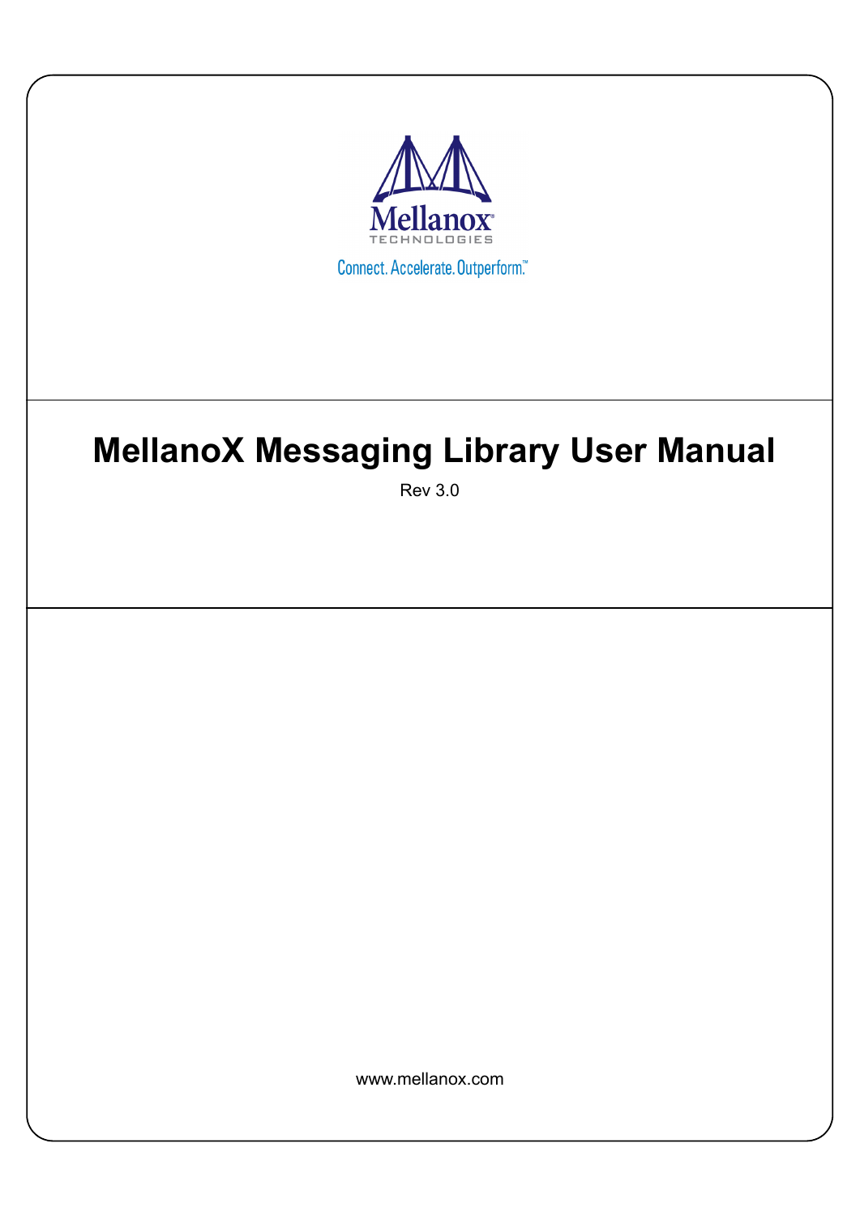Mellanox
TECHNOLOGIES

Connect. Accelerate. Outperform.™

# MellanoX Messaging Library User Manual

Rev 3.0

www.mellanox.com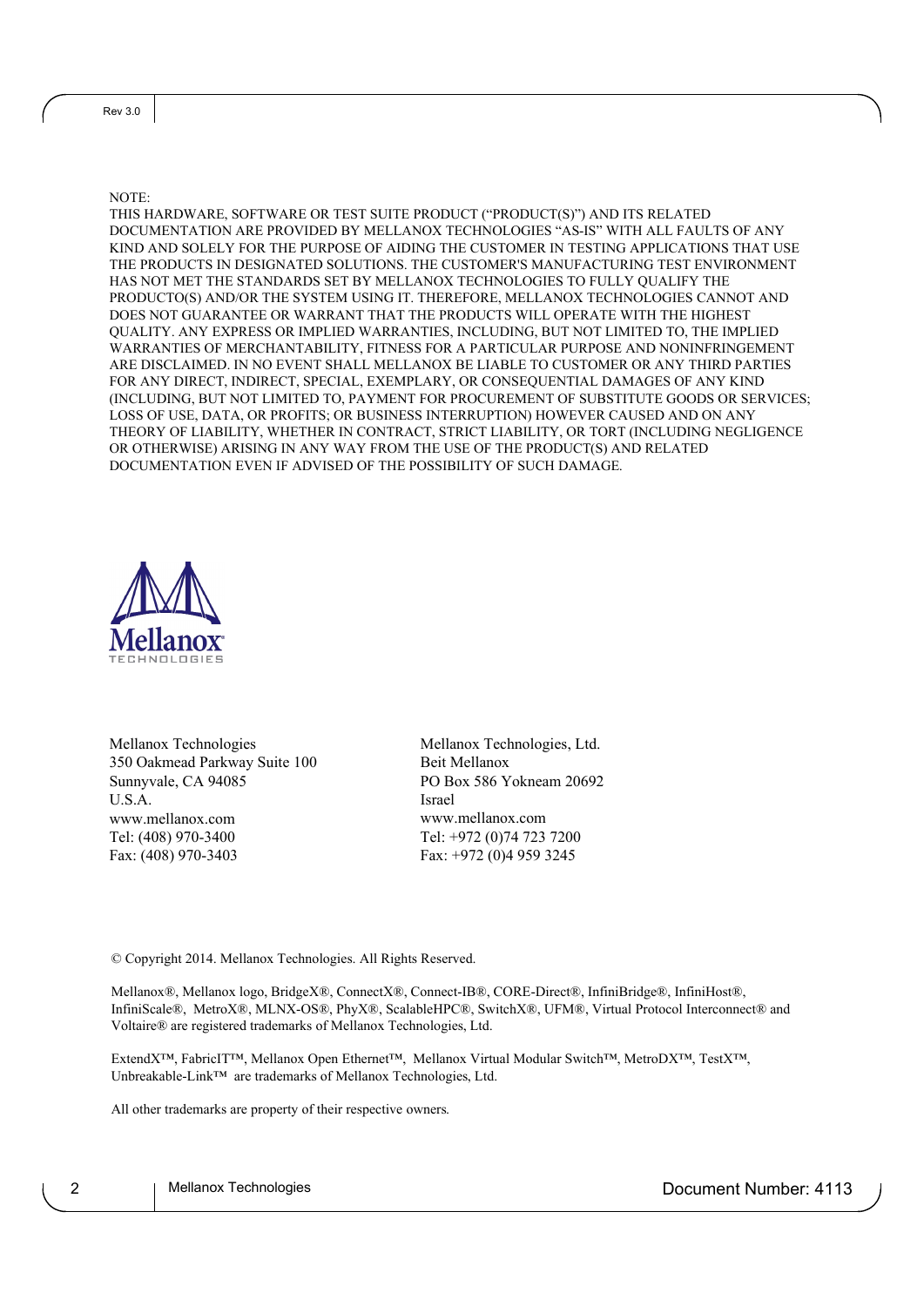NOTE:
THIS HARDWARE, SOFTWARE OR TEST SUITE PRODUCT (“PRODUCT(S)”) AND ITS RELATED DOCUMENTATION ARE PROVIDED BY MELLANOX TECHNOLOGIES “AS-IS” WITH ALL FAULTS OF ANY KIND AND SOLELY FOR THE PURPOSE OF AIDING THE CUSTOMER IN TESTING APPLICATIONS THAT USE THE PRODUCTS IN DESIGNATED SOLUTIONS. THE CUSTOMER'S MANUFACTURING TEST ENVIRONMENT HAS NOT MET THE STANDARDS SET BY MELLANOX TECHNOLOGIES TO FULLY QUALIFY THE PRODUCTO(S) AND/OR THE SYSTEM USING IT. THEREFORE, MELLANOX TECHNOLOGIES CANNOT AND DOES NOT GUARANTEE OR WARRANT THAT THE PRODUCTS WILL OPERATE WITH THE HIGHEST QUALITY. ANY EXPRESS OR IMPLIED WARRANTIES, INCLUDING, BUT NOT LIMITED TO, THE IMPLIED WARRANTIES OF MERCHANTABILITY, FITNESS FOR A PARTICULAR PURPOSE AND NONINFRINGEMENT ARE DISCLAIMED. IN NO EVENT SHALL MELLANOX BE LIABLE TO CUSTOMER OR ANY THIRD PARTIES FOR ANY DIRECT, INDIRECT, SPECIAL, EXEMPLARY, OR CONSEQUENTIAL DAMAGES OF ANY KIND (INCLUDING, BUT NOT LIMITED TO, PAYMENT FOR PROCUREMENT OF SUBSTITUTE GOODS OR SERVICES; LOSS OF USE, DATA, OR PROFITS; OR BUSINESS INTERRUPTION) HOWEVER CAUSED AND ON ANY THEORY OF LIABILITY, WHETHER IN CONTRACT, STRICT LIABILITY, OR TORT (INCLUDING NEGLIGENCE OR OTHERWISE) ARISING IN ANY WAY FROM THE USE OF THE PRODUCT(S) AND RELATED DOCUMENTATION EVEN IF ADVISED OF THE POSSIBILITY OF SUCH DAMAGE.

Mellanox Technologies
350 Oakmead Parkway Suite 100
Sunnyvale, CA 94085
U.S.A.
www.mellanox.com
Tel: (408) 970-3400
Fax: (408) 970-3403

Mellanox Technologies, Ltd.
Beit Mellanox
PO Box 586 Yokneam 20692
Israel
www.mellanox.com
Tel: +972 (0)74 723 7200
Fax: +972 (0)4 959 3245

© Copyright 2014. Mellanox Technologies. All Rights Reserved.

Mellanox®, Mellanox logo, BridgeX®, ConnectX®, Connect-IB®, CORE-Direct®, InfiniBridge®, InfiniHost®, InfiniScale®, MetroX®, MLNX-OS®, PhyX®, ScalableHPC®, SwitchX®, UFM®, Virtual Protocol Interconnect® and Voltaire® are registered trademarks of Mellanox Technologies, Ltd.

ExtendX™, FabricIT™, Mellanox Open Ethernet™, Mellanox Virtual Modular Switch™, MetroDX™, TestX™, Unbreakable-Link™ are trademarks of Mellanox Technologies, Ltd.

All other trademarks are property of their respective owners.

Document Number: 4113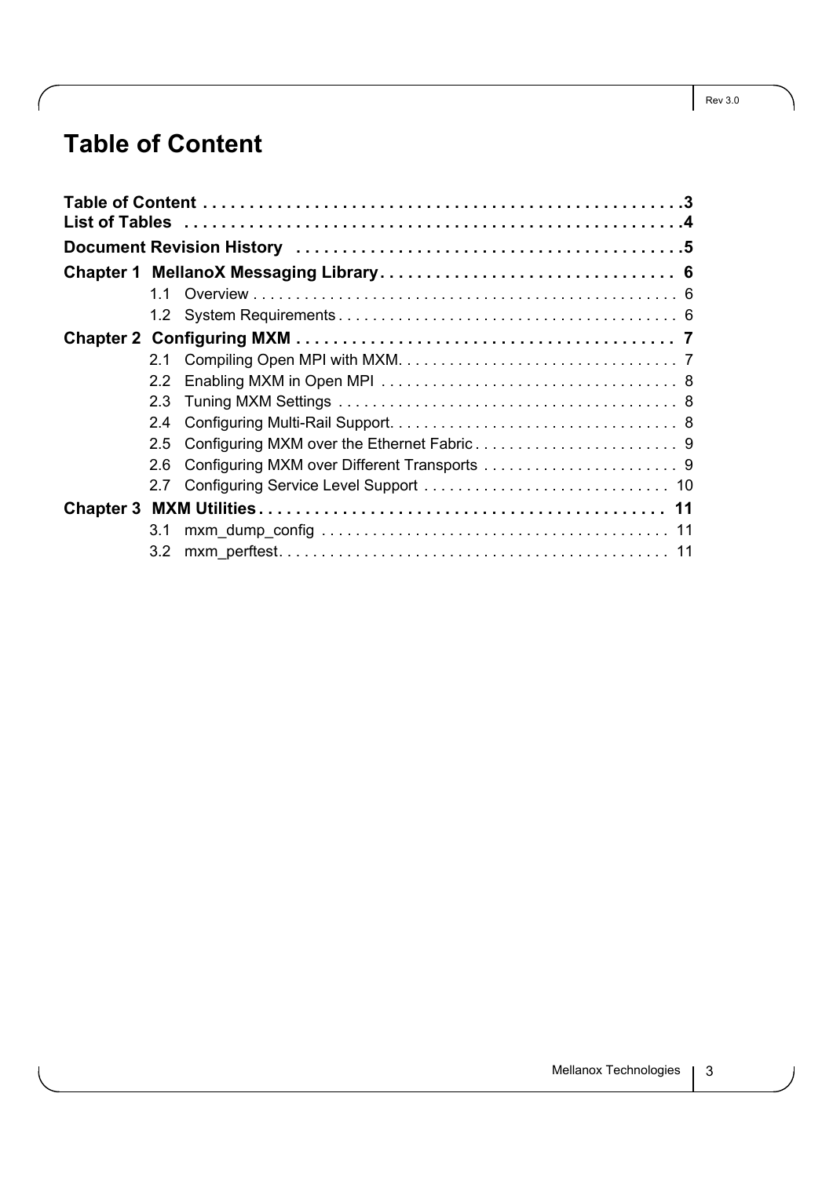# Table of Content

**Table of Content . . . . . . . . . . . . . . . . . . . . . . . . . . . . . . . . . . . . . . . . . . . . . . . . . . .3**
**List of Tables . . . . . . . . . . . . . . . . . . . . . . . . . . . . . . . . . . . . . . . . . . . . . . . . . . . . .4**
**Document Revision History . . . . . . . . . . . . . . . . . . . . . . . . . . . . . . . . . . . . . . . . . .5**
**Chapter 1 MellanoX Messaging Library. . . . . . . . . . . . . . . . . . . . . . . . . . . . . . . . 6**

- 1.1 Overview . . . . . . . . . . . . . . . . . . . . . . . . . . . . . . . . . . . . . . . . . . . . . . . . . . 6
- 1.2 System Requirements . . . . . . . . . . . . . . . . . . . . . . . . . . . . . . . . . . . . . . . 6

**Chapter 2 Configuring MXM . . . . . . . . . . . . . . . . . . . . . . . . . . . . . . . . . . . . . . . . 7**

- 2.1 Compiling Open MPI with MXM. . . . . . . . . . . . . . . . . . . . . . . . . . . . . . . . . 7
- 2.2 Enabling MXM in Open MPI . . . . . . . . . . . . . . . . . . . . . . . . . . . . . . . . . . . 8
- 2.3 Tuning MXM Settings . . . . . . . . . . . . . . . . . . . . . . . . . . . . . . . . . . . . . . . . 8
- 2.4 Configuring Multi-Rail Support. . . . . . . . . . . . . . . . . . . . . . . . . . . . . . . . . . 8
- 2.5 Configuring MXM over the Ethernet Fabric . . . . . . . . . . . . . . . . . . . . . . . . 9
- 2.6 Configuring MXM over Different Transports . . . . . . . . . . . . . . . . . . . . . . . 9
- 2.7 Configuring Service Level Support . . . . . . . . . . . . . . . . . . . . . . . . . . . . . 10

**Chapter 3 MXM Utilities . . . . . . . . . . . . . . . . . . . . . . . . . . . . . . . . . . . . . . . . . . . 11**

- 3.1 mxm_dump_config . . . . . . . . . . . . . . . . . . . . . . . . . . . . . . . . . . . . . . . . . 11
- 3.2 mxm_perftest. . . . . . . . . . . . . . . . . . . . . . . . . . . . . . . . . . . . . . . . . . . . . 11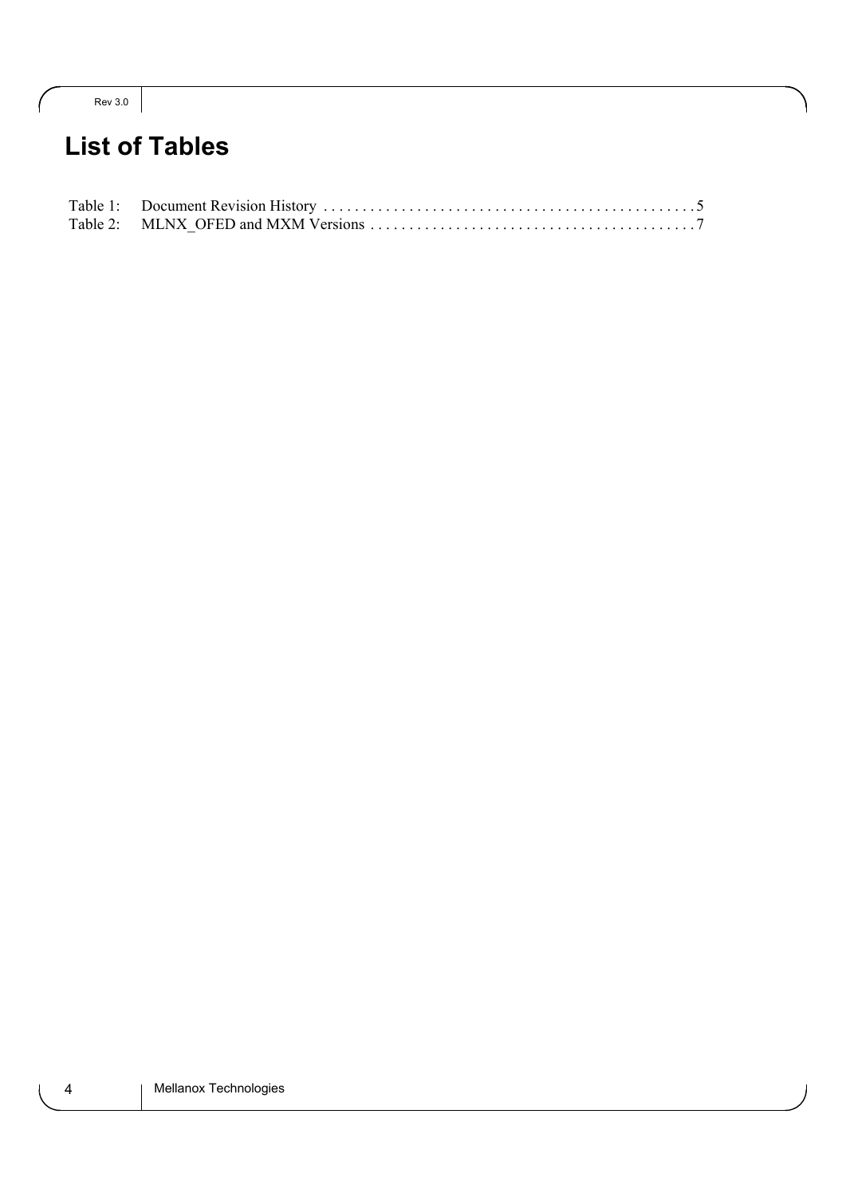# List of Tables

Table 1: Document Revision History . . . . . . . . . . . . . . . . . . . . . . . . . . . . . . . . . . . . . . . . . . . . . . . 5
Table 2: MLNX_OFED and MXM Versions . . . . . . . . . . . . . . . . . . . . . . . . . . . . . . . . . . . . . . . . . 7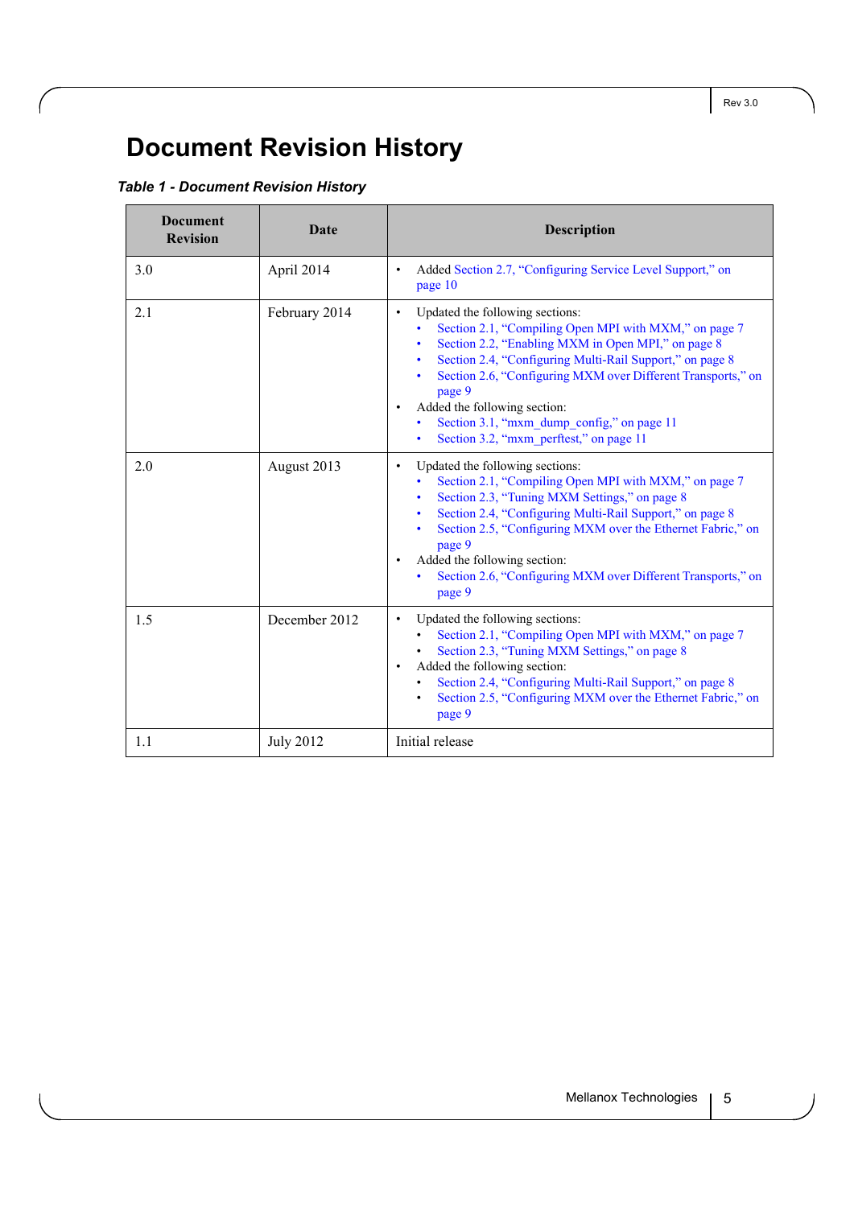# Document Revision History

***Table 1 - Document Revision History***

| Document Revision | Date | Description |
|---|---|---|
| 3.0 | April 2014 | • Added Section 2.7, "Configuring Service Level Support," on page 10 |
| 2.1 | February 2014 | • Updated the following sections:<br>  • Section 2.1, "Compiling Open MPI with MXM," on page 7<br>  • Section 2.2, "Enabling MXM in Open MPI," on page 8<br>  • Section 2.4, "Configuring Multi-Rail Support," on page 8<br>  • Section 2.6, "Configuring MXM over Different Transports," on page 9<br>• Added the following section:<br>  • Section 3.1, "mxm_dump_config," on page 11<br>  • Section 3.2, "mxm_perftest," on page 11 |
| 2.0 | August 2013 | • Updated the following sections:<br>  • Section 2.1, "Compiling Open MPI with MXM," on page 7<br>  • Section 2.3, "Tuning MXM Settings," on page 8<br>  • Section 2.4, "Configuring Multi-Rail Support," on page 8<br>  • Section 2.5, "Configuring MXM over the Ethernet Fabric," on page 9<br>• Added the following section:<br>  • Section 2.6, "Configuring MXM over Different Transports," on page 9 |
| 1.5 | December 2012 | • Updated the following sections:<br>  • Section 2.1, "Compiling Open MPI with MXM," on page 7<br>  • Section 2.3, "Tuning MXM Settings," on page 8<br>• Added the following section:<br>  • Section 2.4, "Configuring Multi-Rail Support," on page 8<br>  • Section 2.5, "Configuring MXM over the Ethernet Fabric," on page 9 |
| 1.1 | July 2012 | Initial release |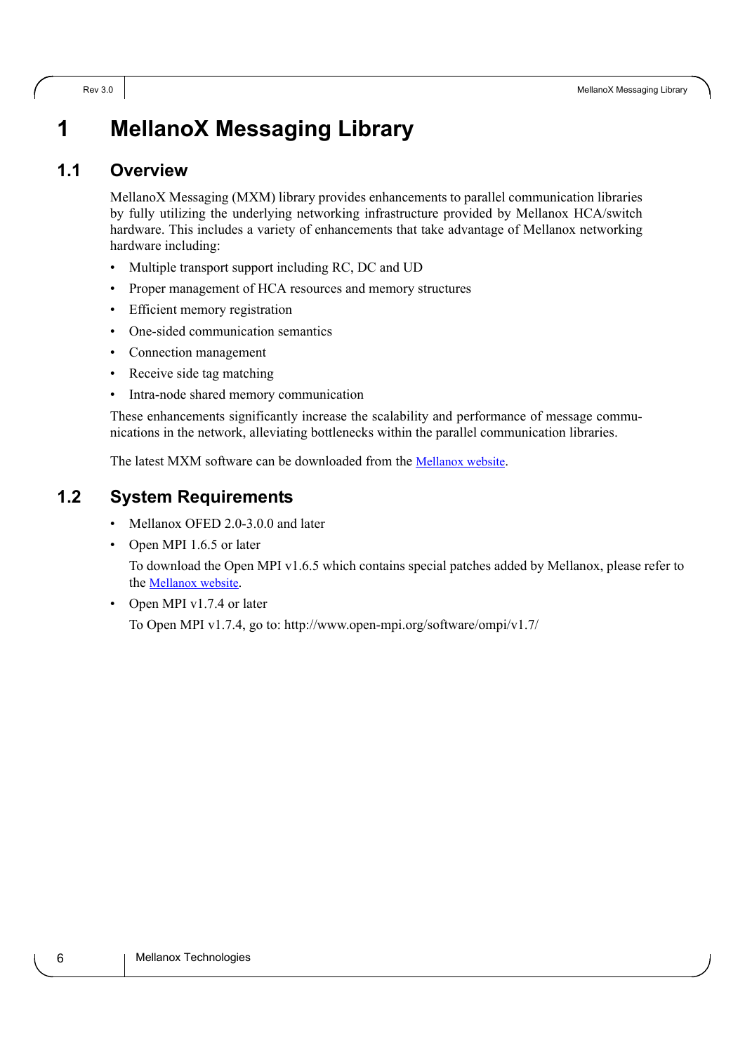# 1 MellanoX Messaging Library

## 1.1 Overview

MellanoX Messaging (MXM) library provides enhancements to parallel communication libraries by fully utilizing the underlying networking infrastructure provided by Mellanox HCA/switch hardware. This includes a variety of enhancements that take advantage of Mellanox networking hardware including:

- Multiple transport support including RC, DC and UD
- Proper management of HCA resources and memory structures
- Efficient memory registration
- One-sided communication semantics
- Connection management
- Receive side tag matching
- Intra-node shared memory communication

These enhancements significantly increase the scalability and performance of message communications in the network, alleviating bottlenecks within the parallel communication libraries.

The latest MXM software can be downloaded from the Mellanox website.

## 1.2 System Requirements

- Mellanox OFED 2.0-3.0.0 and later
- Open MPI 1.6.5 or later

  To download the Open MPI v1.6.5 which contains special patches added by Mellanox, please refer to the Mellanox website.
- Open MPI v1.7.4 or later

  To Open MPI v1.7.4, go to: http://www.open-mpi.org/software/ompi/v1.7/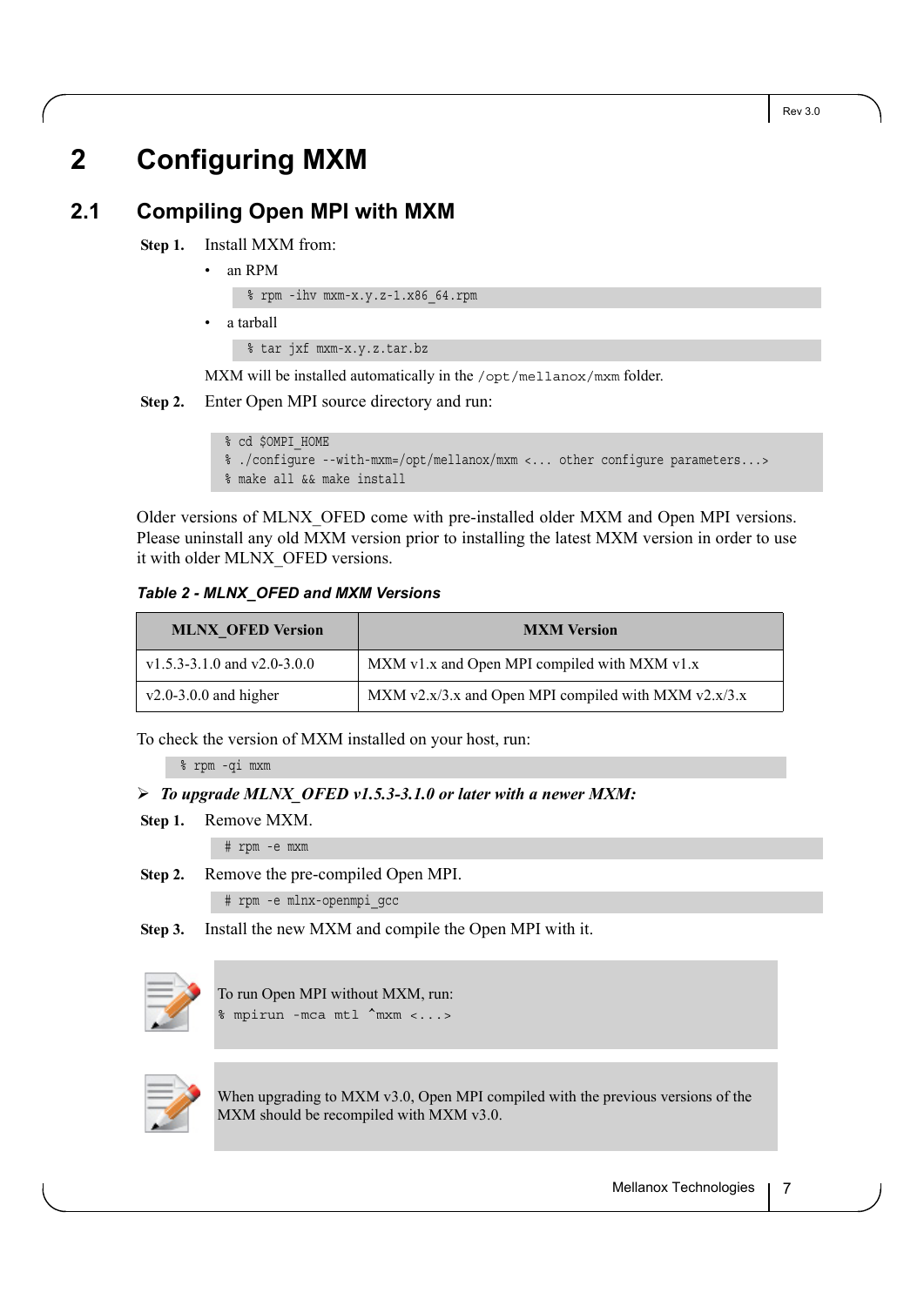# 2 Configuring MXM

## 2.1 Compiling Open MPI with MXM

**Step 1.** Install MXM from:

- an RPM

```
% rpm -ihv mxm-x.y.z-1.x86_64.rpm
```

- a tarball

```
% tar jxf mxm-x.y.z.tar.bz
```

MXM will be installed automatically in the `/opt/mellanox/mxm` folder.

**Step 2.** Enter Open MPI source directory and run:

```
% cd $OMPI_HOME
% ./configure --with-mxm=/opt/mellanox/mxm <... other configure parameters...>
% make all && make install
```

Older versions of MLNX_OFED come with pre-installed older MXM and Open MPI versions. Please uninstall any old MXM version prior to installing the latest MXM version in order to use it with older MLNX_OFED versions.

***Table 2 - MLNX_OFED and MXM Versions***

| MLNX_OFED Version | MXM Version |
|---|---|
| v1.5.3-3.1.0 and v2.0-3.0.0 | MXM v1.x and Open MPI compiled with MXM v1.x |
| v2.0-3.0.0 and higher | MXM v2.x/3.x and Open MPI compiled with MXM v2.x/3.x |

To check the version of MXM installed on your host, run:

```
% rpm -qi mxm
```

➢ ***To upgrade MLNX_OFED v1.5.3-3.1.0 or later with a newer MXM:***

**Step 1.** Remove MXM.

```
# rpm -e mxm
```

**Step 2.** Remove the pre-compiled Open MPI.

```
# rpm -e mlnx-openmpi_gcc
```

**Step 3.** Install the new MXM and compile the Open MPI with it.

> To run Open MPI without MXM, run:
> `% mpirun -mca mtl ^mxm <...>`

> When upgrading to MXM v3.0, Open MPI compiled with the previous versions of the MXM should be recompiled with MXM v3.0.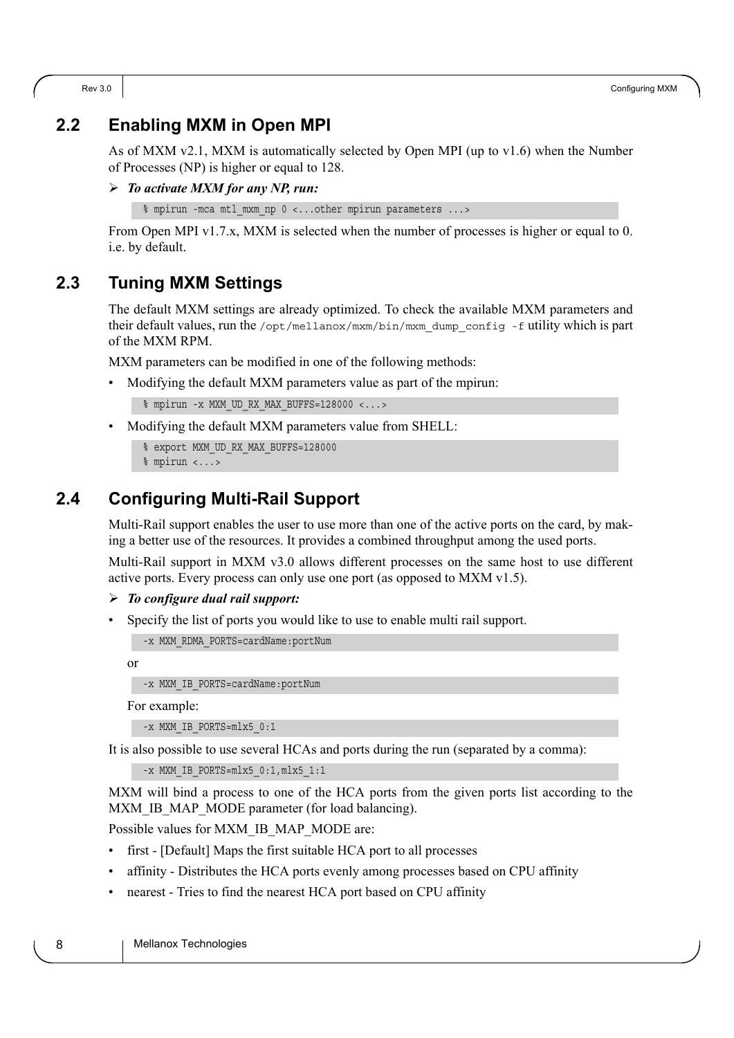## 2.2 Enabling MXM in Open MPI

As of MXM v2.1, MXM is automatically selected by Open MPI (up to v1.6) when the Number of Processes (NP) is higher or equal to 128.

➢ ***To activate MXM for any NP, run:***

```
% mpirun -mca mtl_mxm_np 0 <...other mpirun parameters ...>
```

From Open MPI v1.7.x, MXM is selected when the number of processes is higher or equal to 0. i.e. by default.

## 2.3 Tuning MXM Settings

The default MXM settings are already optimized. To check the available MXM parameters and their default values, run the `/opt/mellanox/mxm/bin/mxm_dump_config -f` utility which is part of the MXM RPM.

MXM parameters can be modified in one of the following methods:

- Modifying the default MXM parameters value as part of the mpirun:

```
% mpirun -x MXM_UD_RX_MAX_BUFFS=128000 <...>
```

- Modifying the default MXM parameters value from SHELL:

```
% export MXM_UD_RX_MAX_BUFFS=128000
% mpirun <...>
```

## 2.4 Configuring Multi-Rail Support

Multi-Rail support enables the user to use more than one of the active ports on the card, by making a better use of the resources. It provides a combined throughput among the used ports.

Multi-Rail support in MXM v3.0 allows different processes on the same host to use different active ports. Every process can only use one port (as opposed to MXM v1.5).

➢ ***To configure dual rail support:***

- Specify the list of ports you would like to use to enable multi rail support.

```
-x MXM_RDMA_PORTS=cardName:portNum
```

or

```
-x MXM_IB_PORTS=cardName:portNum
```

For example:

```
-x MXM_IB_PORTS=mlx5_0:1
```

It is also possible to use several HCAs and ports during the run (separated by a comma):

```
-x MXM_IB_PORTS=mlx5_0:1,mlx5_1:1
```

MXM will bind a process to one of the HCA ports from the given ports list according to the MXM_IB_MAP_MODE parameter (for load balancing).

Possible values for MXM_IB_MAP_MODE are:

- first - [Default] Maps the first suitable HCA port to all processes
- affinity - Distributes the HCA ports evenly among processes based on CPU affinity
- nearest - Tries to find the nearest HCA port based on CPU affinity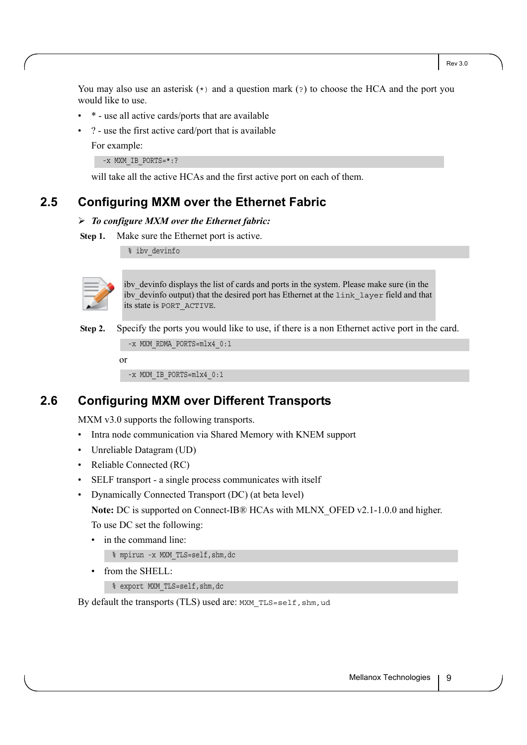You may also use an asterisk (`*`) and a question mark (`?`) to choose the HCA and the port you would like to use.

- * - use all active cards/ports that are available
- ? - use the first active card/port that is available

  For example:

  ```
  -x MXM_IB_PORTS=*:?
  ```

  will take all the active HCAs and the first active port on each of them.

## 2.5 Configuring MXM over the Ethernet Fabric

➢ ***To configure MXM over the Ethernet fabric:***

**Step 1.** Make sure the Ethernet port is active.

```
% ibv_devinfo
```

> ibv_devinfo displays the list of cards and ports in the system. Please make sure (in the ibv_devinfo output) that the desired port has Ethernet at the `link_layer` field and that its state is `PORT_ACTIVE`.

**Step 2.** Specify the ports you would like to use, if there is a non Ethernet active port in the card.

```
-x MXM_RDMA_PORTS=mlx4_0:1
```

or

```
-x MXM_IB_PORTS=mlx4_0:1
```

## 2.6 Configuring MXM over Different Transports

MXM v3.0 supports the following transports.

- Intra node communication via Shared Memory with KNEM support
- Unreliable Datagram (UD)
- Reliable Connected (RC)
- SELF transport - a single process communicates with itself
- Dynamically Connected Transport (DC) (at beta level)

  **Note:** DC is supported on Connect-IB® HCAs with MLNX_OFED v2.1-1.0.0 and higher.

  To use DC set the following:

  - in the command line:

    ```
    % mpirun -x MXM_TLS=self,shm,dc
    ```

  - from the SHELL:

    ```
    % export MXM_TLS=self,shm,dc
    ```

By default the transports (TLS) used are: `MXM_TLS=self,shm,ud`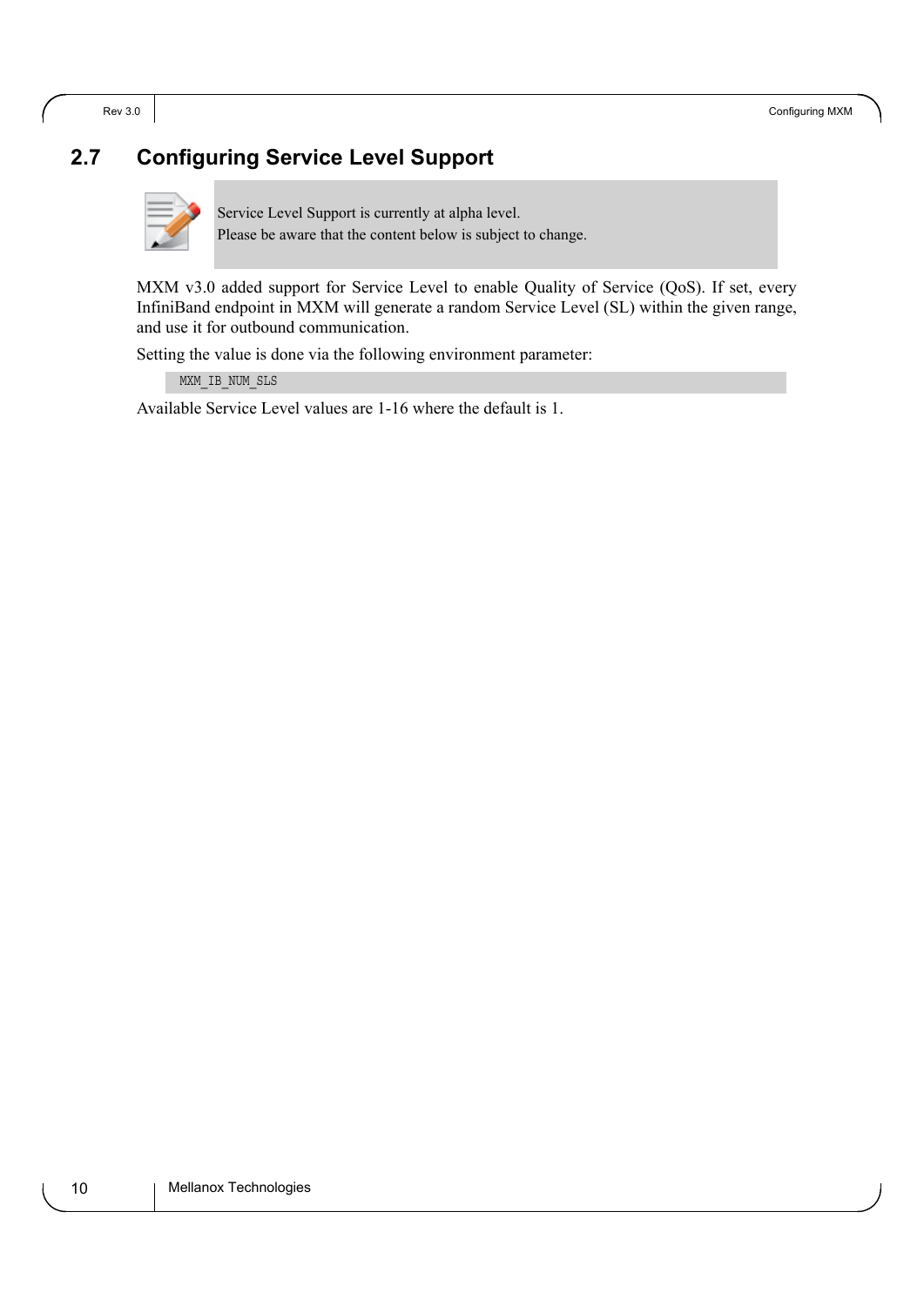## 2.7 Configuring Service Level Support

> Service Level Support is currently at alpha level.
> Please be aware that the content below is subject to change.

MXM v3.0 added support for Service Level to enable Quality of Service (QoS). If set, every InfiniBand endpoint in MXM will generate a random Service Level (SL) within the given range, and use it for outbound communication.

Setting the value is done via the following environment parameter:

```
MXM_IB_NUM_SLS
```

Available Service Level values are 1-16 where the default is 1.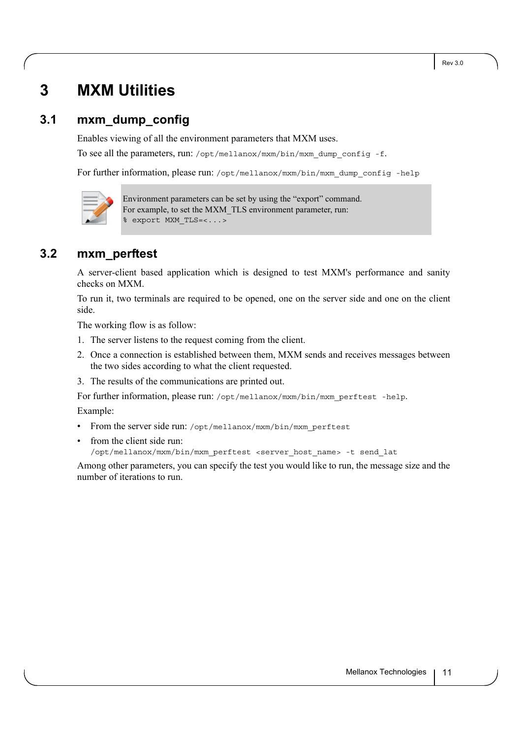# 3 MXM Utilities

## 3.1 mxm_dump_config

Enables viewing of all the environment parameters that MXM uses.

To see all the parameters, run: `/opt/mellanox/mxm/bin/mxm_dump_config -f`.

For further information, please run: `/opt/mellanox/mxm/bin/mxm_dump_config -help`

> Environment parameters can be set by using the “export” command.
> For example, to set the MXM_TLS environment parameter, run:
> `% export MXM_TLS=<...>`

## 3.2 mxm_perftest

A server-client based application which is designed to test MXM's performance and sanity checks on MXM.

To run it, two terminals are required to be opened, one on the server side and one on the client side.

The working flow is as follow:

1. The server listens to the request coming from the client.
2. Once a connection is established between them, MXM sends and receives messages between the two sides according to what the client requested.
3. The results of the communications are printed out.

For further information, please run: `/opt/mellanox/mxm/bin/mxm_perftest -help`.

Example:

- From the server side run: `/opt/mellanox/mxm/bin/mxm_perftest`
- from the client side run:
  `/opt/mellanox/mxm/bin/mxm_perftest <server_host_name> -t send_lat`

Among other parameters, you can specify the test you would like to run, the message size and the number of iterations to run.